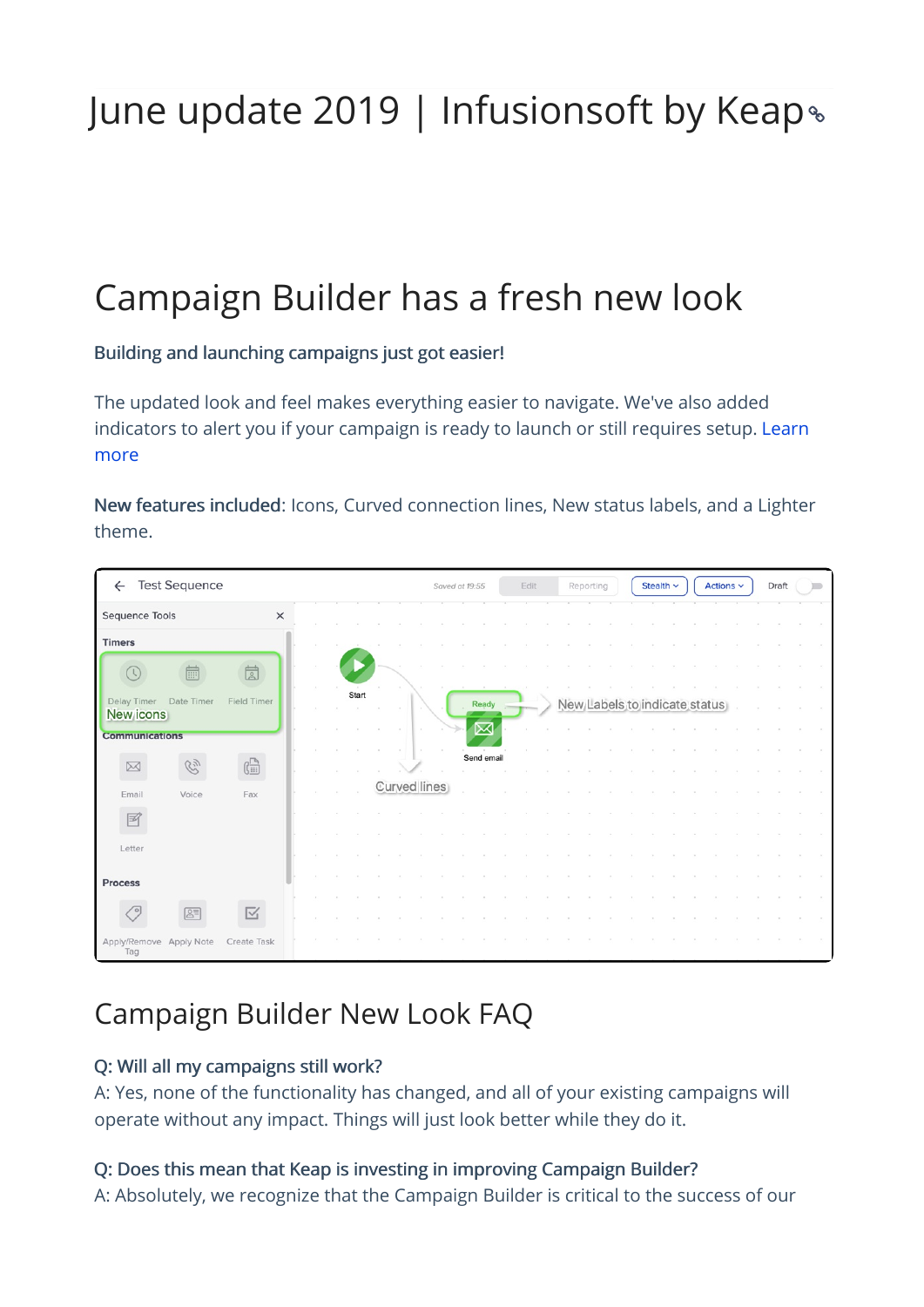# June update 2019 | Infusionsoft by Keap

## Campaign Builder has a fresh new look

**Building and launching campaigns just got easier!**

The updated look and feel makes everything easier to navigate. We've also added indicators to alert you if your campaign is ready to launch or still requires setup. Learn more

**New features included**: Icons, Curved connection lines, New status labels, and a Lighter theme.

## Campaign Builder New Look FAQ

**Q: Will all my campaigns still work?**
A: Yes, none of the functionality has changed, and all of your existing campaigns will operate without any impact. Things will just look better while they do it.

**Q: Does this mean that Keap is investing in improving Campaign Builder?**
A: Absolutely, we recognize that the Campaign Builder is critical to the success of our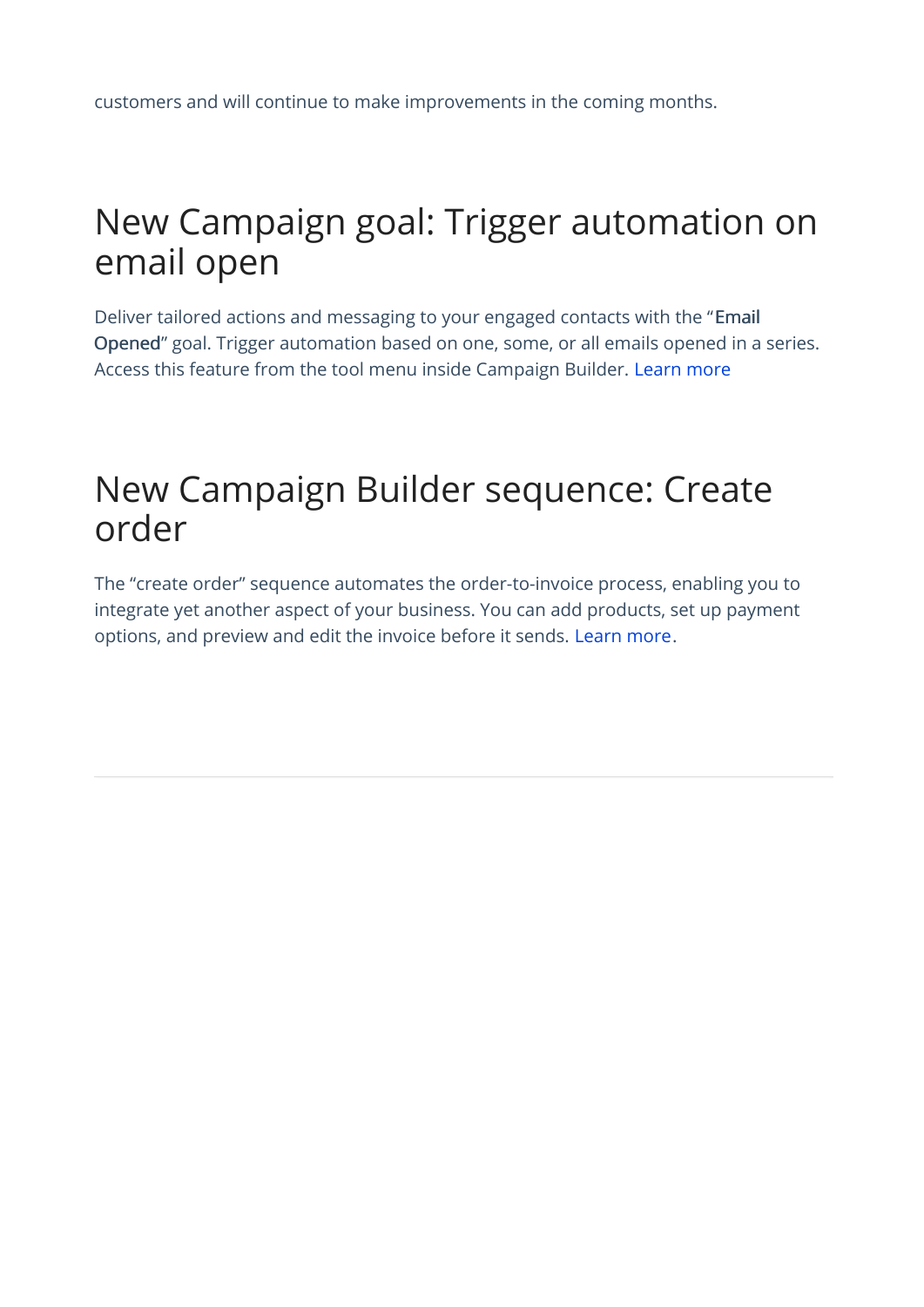customers and will continue to make improvements in the coming months.

## New Campaign goal: Trigger automation on email open

Deliver tailored actions and messaging to your engaged contacts with the "**Email Opened**" goal. Trigger automation based on one, some, or all emails opened in a series. Access this feature from the tool menu inside Campaign Builder. Learn more

## New Campaign Builder sequence: Create order

The "create order" sequence automates the order-to-invoice process, enabling you to integrate yet another aspect of your business. You can add products, set up payment options, and preview and edit the invoice before it sends. Learn more.

---